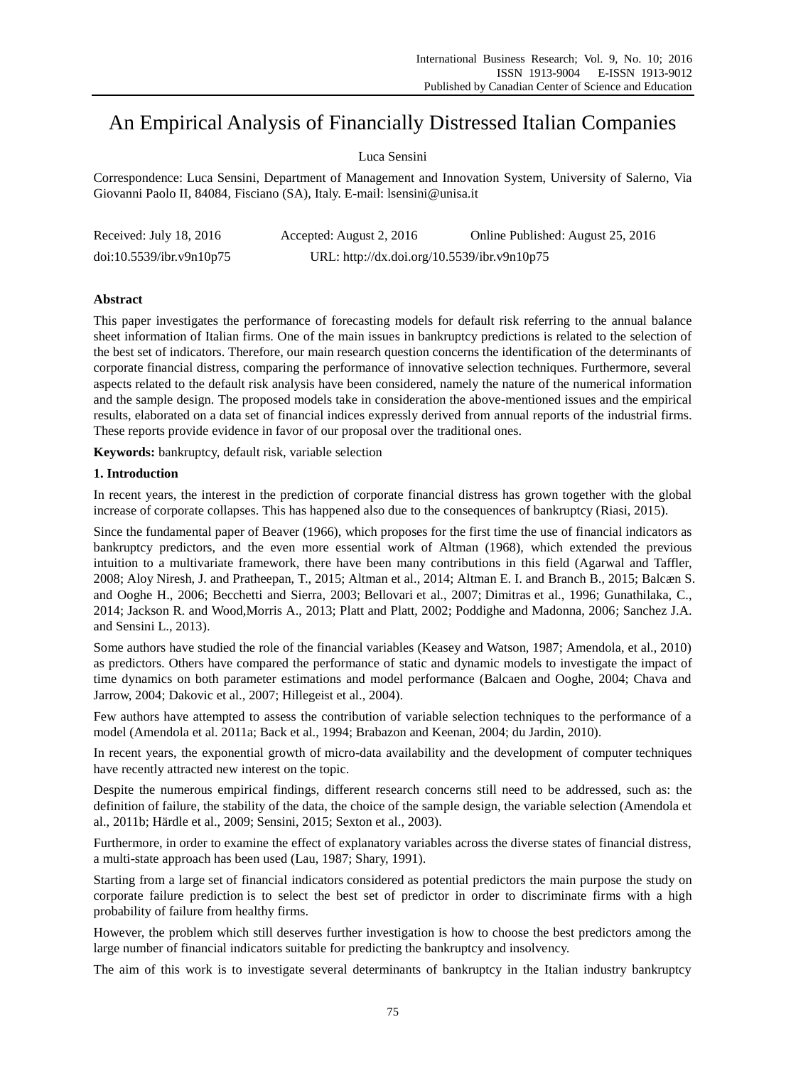# An Empirical Analysis of Financially Distressed Italian Companies

Luca Sensini

Correspondence: Luca Sensini, Department of Management and Innovation System, University of Salerno, Via Giovanni Paolo II, 84084, Fisciano (SA), Italy. E-mail: lsensini@unisa.it

Received: July 18, 2016 Accepted: August 2, 2016 Online Published: August 25, 2016

doi:10.5539/ibr.v9n10p75 URL: http://dx.doi.org/10.5539/ibr.v9n10p75

**Abstract**

This paper investigates the performance of forecasting models for default risk referring to the annual balance sheet information of Italian firms. One of the main issues in bankruptcy predictions is related to the selection of the best set of indicators. Therefore, our main research question concerns the identification of the determinants of corporate financial distress, comparing the performance of innovative selection techniques. Furthermore, several aspects related to the default risk analysis have been considered, namely the nature of the numerical information and the sample design. The proposed models take in consideration the above-mentioned issues and the empirical results, elaborated on a data set of financial indices expressly derived from annual reports of the industrial firms. These reports provide evidence in favor of our proposal over the traditional ones.

**Keywords:** bankruptcy, default risk, variable selection

## 1. Introduction

In recent years, the interest in the prediction of corporate financial distress has grown together with the global increase of corporate collapses. This has happened also due to the consequences of bankruptcy (Riasi, 2015).

Since the fundamental paper of Beaver (1966), which proposes for the first time the use of financial indicators as bankruptcy predictors, and the even more essential work of Altman (1968), which extended the previous intuition to a multivariate framework, there have been many contributions in this field (Agarwal and Taffler, 2008; Aloy Niresh, J. and Pratheepan, T., 2015; Altman et al., 2014; Altman E. I. and Branch B., 2015; Balcæn S. and Ooghe H., 2006; Becchetti and Sierra, 2003; Bellovari et al., 2007; Dimitras et al., 1996; Gunathilaka, C., 2014; Jackson R. and Wood,Morris A., 2013; Platt and Platt, 2002; Poddighe and Madonna, 2006; Sanchez J.A. and Sensini L., 2013).

Some authors have studied the role of the financial variables (Keasey and Watson, 1987; Amendola, et al., 2010) as predictors. Others have compared the performance of static and dynamic models to investigate the impact of time dynamics on both parameter estimations and model performance (Balcaen and Ooghe, 2004; Chava and Jarrow, 2004; Dakovic et al., 2007; Hillegeist et al., 2004).

Few authors have attempted to assess the contribution of variable selection techniques to the performance of a model (Amendola et al. 2011a; Back et al., 1994; Brabazon and Keenan, 2004; du Jardin, 2010).

In recent years, the exponential growth of micro-data availability and the development of computer techniques have recently attracted new interest on the topic.

Despite the numerous empirical findings, different research concerns still need to be addressed, such as: the definition of failure, the stability of the data, the choice of the sample design, the variable selection (Amendola et al., 2011b; Härdle et al., 2009; Sensini, 2015; Sexton et al., 2003).

Furthermore, in order to examine the effect of explanatory variables across the diverse states of financial distress, a multi-state approach has been used (Lau, 1987; Shary, 1991).

Starting from a large set of financial indicators considered as potential predictors the main purpose the study on corporate failure prediction is to select the best set of predictor in order to discriminate firms with a high probability of failure from healthy firms.

However, the problem which still deserves further investigation is how to choose the best predictors among the large number of financial indicators suitable for predicting the bankruptcy and insolvency.

The aim of this work is to investigate several determinants of bankruptcy in the Italian industry bankruptcy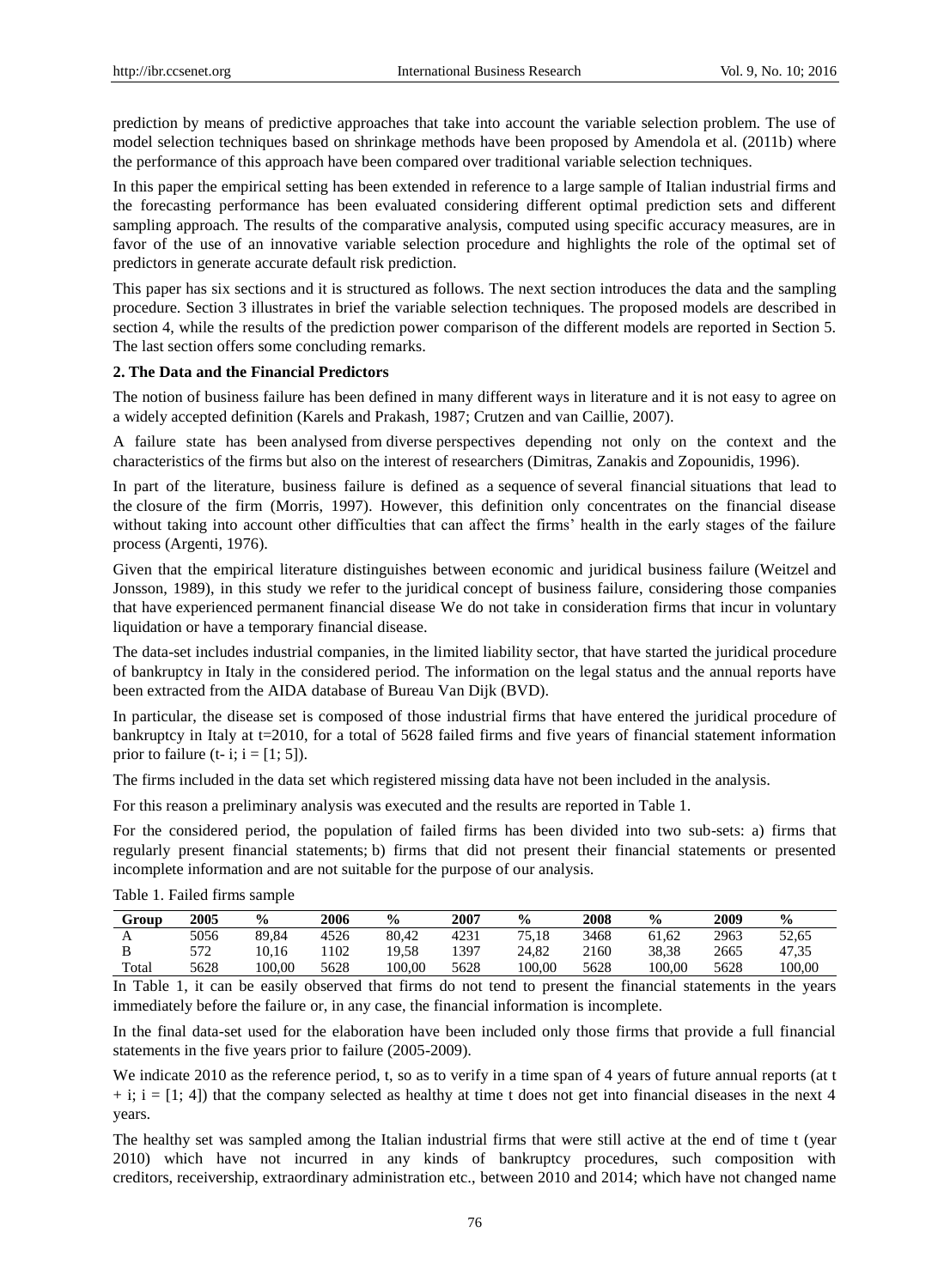prediction by means of predictive approaches that take into account the variable selection problem. The use of model selection techniques based on shrinkage methods have been proposed by Amendola et al. (2011b) where the performance of this approach have been compared over traditional variable selection techniques.

In this paper the empirical setting has been extended in reference to a large sample of Italian industrial firms and the forecasting performance has been evaluated considering different optimal prediction sets and different sampling approach. The results of the comparative analysis, computed using specific accuracy measures, are in favor of the use of an innovative variable selection procedure and highlights the role of the optimal set of predictors in generate accurate default risk prediction.

This paper has six sections and it is structured as follows. The next section introduces the data and the sampling procedure. Section 3 illustrates in brief the variable selection techniques. The proposed models are described in section 4, while the results of the prediction power comparison of the different models are reported in Section 5. The last section offers some concluding remarks.

## 2. The Data and the Financial Predictors

The notion of business failure has been defined in many different ways in literature and it is not easy to agree on a widely accepted definition (Karels and Prakash, 1987; Crutzen and van Caillie, 2007).

A failure state has been analysed from diverse perspectives depending not only on the context and the characteristics of the firms but also on the interest of researchers (Dimitras, Zanakis and Zopounidis, 1996).

In part of the literature, business failure is defined as a sequence of several financial situations that lead to the closure of the firm (Morris, 1997). However, this definition only concentrates on the financial disease without taking into account other difficulties that can affect the firms' health in the early stages of the failure process (Argenti, 1976).

Given that the empirical literature distinguishes between economic and juridical business failure (Weitzel and Jonsson, 1989), in this study we refer to the juridical concept of business failure, considering those companies that have experienced permanent financial disease We do not take in consideration firms that incur in voluntary liquidation or have a temporary financial disease.

The data-set includes industrial companies, in the limited liability sector, that have started the juridical procedure of bankruptcy in Italy in the considered period. The information on the legal status and the annual reports have been extracted from the AIDA database of Bureau Van Dijk (BVD).

In particular, the disease set is composed of those industrial firms that have entered the juridical procedure of bankruptcy in Italy at t=2010, for a total of 5628 failed firms and five years of financial statement information prior to failure ($t-i$; $i = [1; 5]$).

The firms included in the data set which registered missing data have not been included in the analysis.

For this reason a preliminary analysis was executed and the results are reported in Table 1.

For the considered period, the population of failed firms has been divided into two sub-sets: a) firms that regularly present financial statements; b) firms that did not present their financial statements or presented incomplete information and are not suitable for the purpose of our analysis.

Table 1. Failed firms sample

| Group | 2005 | % | 2006 | % | 2007 | % | 2008 | % | 2009 | % |
|---|---|---|---|---|---|---|---|---|---|---|
| A | 5056 | 89,84 | 4526 | 80,42 | 4231 | 75,18 | 3468 | 61,62 | 2963 | 52,65 |
| B | 572 | 10,16 | 1102 | 19,58 | 1397 | 24,82 | 2160 | 38,38 | 2665 | 47,35 |
| Total | 5628 | 100,00 | 5628 | 100,00 | 5628 | 100,00 | 5628 | 100,00 | 5628 | 100,00 |

In Table 1, it can be easily observed that firms do not tend to present the financial statements in the years immediately before the failure or, in any case, the financial information is incomplete.

In the final data-set used for the elaboration have been included only those firms that provide a full financial statements in the five years prior to failure (2005-2009).

We indicate 2010 as the reference period, t, so as to verify in a time span of 4 years of future annual reports (at $t + i$; $i = [1; 4]$) that the company selected as healthy at time t does not get into financial diseases in the next 4 years.

The healthy set was sampled among the Italian industrial firms that were still active at the end of time t (year 2010) which have not incurred in any kinds of bankruptcy procedures, such composition with creditors, receivership, extraordinary administration etc., between 2010 and 2014; which have not changed name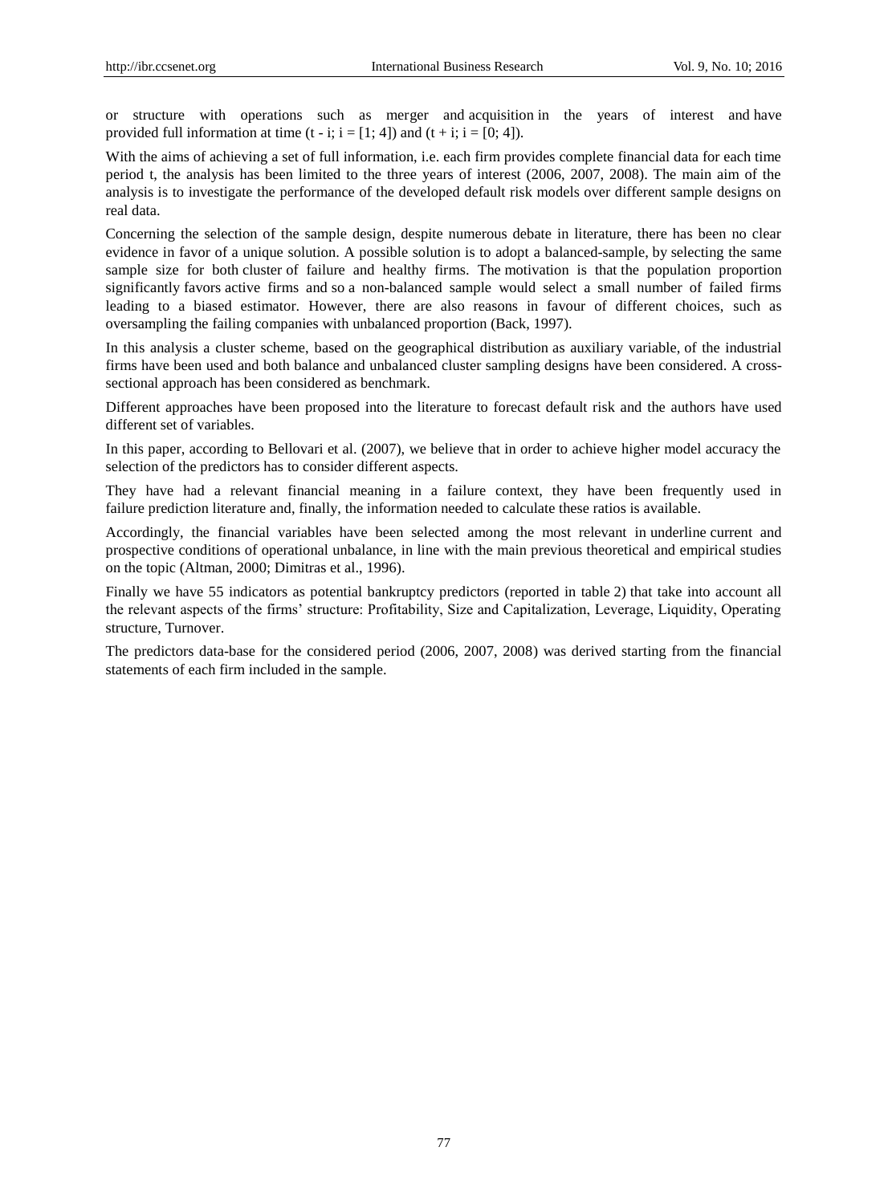or structure with operations such as merger and acquisition in the years of interest and have provided full information at time $(t - i; i = [1; 4])$ and $(t + i; i = [0; 4])$.

With the aims of achieving a set of full information, i.e. each firm provides complete financial data for each time period t, the analysis has been limited to the three years of interest (2006, 2007, 2008). The main aim of the analysis is to investigate the performance of the developed default risk models over different sample designs on real data.

Concerning the selection of the sample design, despite numerous debate in literature, there has been no clear evidence in favor of a unique solution. A possible solution is to adopt a balanced-sample, by selecting the same sample size for both cluster of failure and healthy firms. The motivation is that the population proportion significantly favors active firms and so a non-balanced sample would select a small number of failed firms leading to a biased estimator. However, there are also reasons in favour of different choices, such as oversampling the failing companies with unbalanced proportion (Back, 1997).

In this analysis a cluster scheme, based on the geographical distribution as auxiliary variable, of the industrial firms have been used and both balance and unbalanced cluster sampling designs have been considered. A cross-sectional approach has been considered as benchmark.

Different approaches have been proposed into the literature to forecast default risk and the authors have used different set of variables.

In this paper, according to Bellovari et al. (2007), we believe that in order to achieve higher model accuracy the selection of the predictors has to consider different aspects.

They have had a relevant financial meaning in a failure context, they have been frequently used in failure prediction literature and, finally, the information needed to calculate these ratios is available.

Accordingly, the financial variables have been selected among the most relevant in underline current and prospective conditions of operational unbalance, in line with the main previous theoretical and empirical studies on the topic (Altman, 2000; Dimitras et al., 1996).

Finally we have 55 indicators as potential bankruptcy predictors (reported in table 2) that take into account all the relevant aspects of the firms' structure: Profitability, Size and Capitalization, Leverage, Liquidity, Operating structure, Turnover.

The predictors data-base for the considered period (2006, 2007, 2008) was derived starting from the financial statements of each firm included in the sample.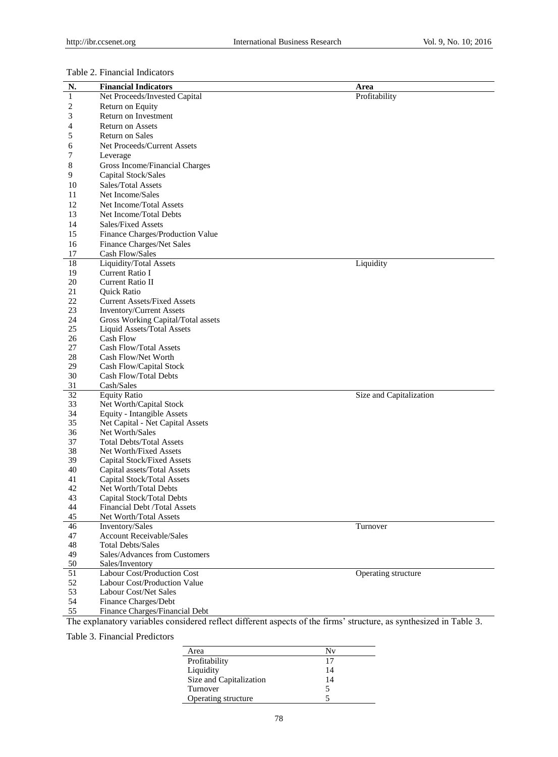Table 2. Financial Indicators

| N. | Financial Indicators | Area |
|---|---|---|
| 1 | Net Proceeds/Invested Capital | Profitability |
| 2 | Return on Equity | |
| 3 | Return on Investment | |
| 4 | Return on Assets | |
| 5 | Return on Sales | |
| 6 | Net Proceeds/Current Assets | |
| 7 | Leverage | |
| 8 | Gross Income/Financial Charges | |
| 9 | Capital Stock/Sales | |
| 10 | Sales/Total Assets | |
| 11 | Net Income/Sales | |
| 12 | Net Income/Total Assets | |
| 13 | Net Income/Total Debts | |
| 14 | Sales/Fixed Assets | |
| 15 | Finance Charges/Production Value | |
| 16 | Finance Charges/Net Sales | |
| 17 | Cash Flow/Sales | |
| 18 | Liquidity/Total Assets | Liquidity |
| 19 | Current Ratio I | |
| 20 | Current Ratio II | |
| 21 | Quick Ratio | |
| 22 | Current Assets/Fixed Assets | |
| 23 | Inventory/Current Assets | |
| 24 | Gross Working Capital/Total assets | |
| 25 | Liquid Assets/Total Assets | |
| 26 | Cash Flow | |
| 27 | Cash Flow/Total Assets | |
| 28 | Cash Flow/Net Worth | |
| 29 | Cash Flow/Capital Stock | |
| 30 | Cash Flow/Total Debts | |
| 31 | Cash/Sales | |
| 32 | Equity Ratio | Size and Capitalization |
| 33 | Net Worth/Capital Stock | |
| 34 | Equity - Intangible Assets | |
| 35 | Net Capital - Net Capital Assets | |
| 36 | Net Worth/Sales | |
| 37 | Total Debts/Total Assets | |
| 38 | Net Worth/Fixed Assets | |
| 39 | Capital Stock/Fixed Assets | |
| 40 | Capital assets/Total Assets | |
| 41 | Capital Stock/Total Assets | |
| 42 | Net Worth/Total Debts | |
| 43 | Capital Stock/Total Debts | |
| 44 | Financial Debt /Total Assets | |
| 45 | Net Worth/Total Assets | |
| 46 | Inventory/Sales | Turnover |
| 47 | Account Receivable/Sales | |
| 48 | Total Debts/Sales | |
| 49 | Sales/Advances from Customers | |
| 50 | Sales/Inventory | |
| 51 | Labour Cost/Production Cost | Operating structure |
| 52 | Labour Cost/Production Value | |
| 53 | Labour Cost/Net Sales | |
| 54 | Finance Charges/Debt | |
| 55 | Finance Charges/Financial Debt | |

The explanatory variables considered reflect different aspects of the firms' structure, as synthesized in Table 3.

Table 3. Financial Predictors

| Area | Nv |
|---|---|
| Profitability | 17 |
| Liquidity | 14 |
| Size and Capitalization | 14 |
| Turnover | 5 |
| Operating structure | 5 |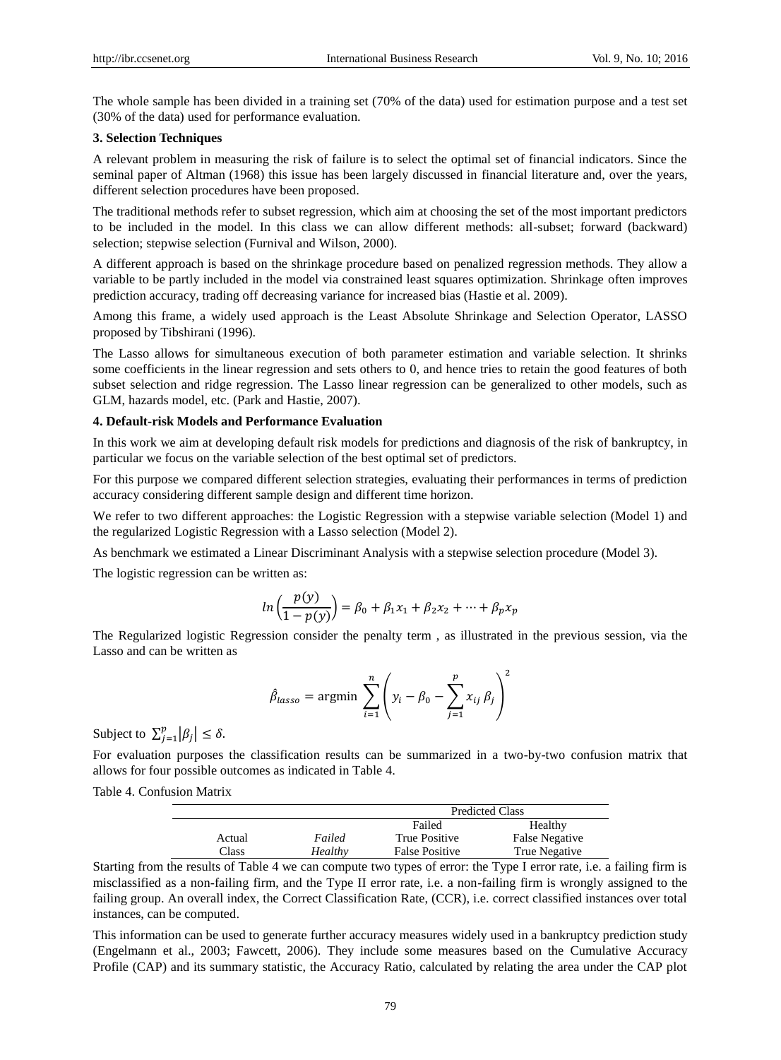The whole sample has been divided in a training set (70% of the data) used for estimation purpose and a test set (30% of the data) used for performance evaluation.

## 3. Selection Techniques

A relevant problem in measuring the risk of failure is to select the optimal set of financial indicators. Since the seminal paper of Altman (1968) this issue has been largely discussed in financial literature and, over the years, different selection procedures have been proposed.

The traditional methods refer to subset regression, which aim at choosing the set of the most important predictors to be included in the model. In this class we can allow different methods: all-subset; forward (backward) selection; stepwise selection (Furnival and Wilson, 2000).

A different approach is based on the shrinkage procedure based on penalized regression methods. They allow a variable to be partly included in the model via constrained least squares optimization. Shrinkage often improves prediction accuracy, trading off decreasing variance for increased bias (Hastie et al. 2009).

Among this frame, a widely used approach is the Least Absolute Shrinkage and Selection Operator, LASSO proposed by Tibshirani (1996).

The Lasso allows for simultaneous execution of both parameter estimation and variable selection. It shrinks some coefficients in the linear regression and sets others to 0, and hence tries to retain the good features of both subset selection and ridge regression. The Lasso linear regression can be generalized to other models, such as GLM, hazards model, etc. (Park and Hastie, 2007).

## 4. Default-risk Models and Performance Evaluation

In this work we aim at developing default risk models for predictions and diagnosis of the risk of bankruptcy, in particular we focus on the variable selection of the best optimal set of predictors.

For this purpose we compared different selection strategies, evaluating their performances in terms of prediction accuracy considering different sample design and different time horizon.

We refer to two different approaches: the Logistic Regression with a stepwise variable selection (Model 1) and the regularized Logistic Regression with a Lasso selection (Model 2).

As benchmark we estimated a Linear Discriminant Analysis with a stepwise selection procedure (Model 3).

The logistic regression can be written as:

$$ln\left(\frac{p(y)}{1-p(y)}\right) = \beta_0 + \beta_1 x_1 + \beta_2 x_2 + \cdots + \beta_p x_p$$

The Regularized logistic Regression consider the penalty term , as illustrated in the previous session, via the Lasso and can be written as

$$\hat{\beta}_{lasso} = \text{argmin} \sum_{i=1}^{n}\left(y_i - \beta_0 - \sum_{j=1}^{p} x_{ij}\,\beta_j\right)^2$$

Subject to $\sum_{j=1}^{p}|\beta_j| \leq \delta$.

For evaluation purposes the classification results can be summarized in a two-by-two confusion matrix that allows for four possible outcomes as indicated in Table 4.

Table 4. Confusion Matrix

| | | Predicted Class | |
|---|---|---|---|
| | | Failed | Healthy |
| Actual | *Failed* | True Positive | False Negative |
| Class | *Healthy* | False Positive | True Negative |

Starting from the results of Table 4 we can compute two types of error: the Type I error rate, i.e. a failing firm is misclassified as a non-failing firm, and the Type II error rate, i.e. a non-failing firm is wrongly assigned to the failing group. An overall index, the Correct Classification Rate, (CCR), i.e. correct classified instances over total instances, can be computed.

This information can be used to generate further accuracy measures widely used in a bankruptcy prediction study (Engelmann et al., 2003; Fawcett, 2006). They include some measures based on the Cumulative Accuracy Profile (CAP) and its summary statistic, the Accuracy Ratio, calculated by relating the area under the CAP plot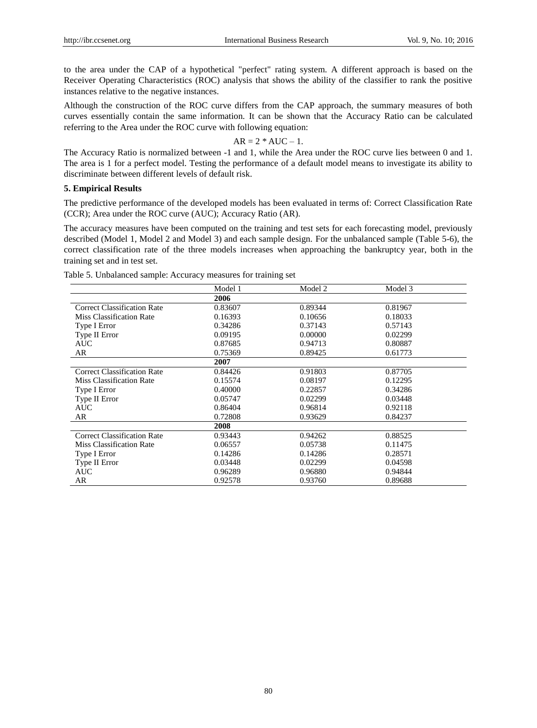to the area under the CAP of a hypothetical "perfect" rating system. A different approach is based on the Receiver Operating Characteristics (ROC) analysis that shows the ability of the classifier to rank the positive instances relative to the negative instances.

Although the construction of the ROC curve differs from the CAP approach, the summary measures of both curves essentially contain the same information. It can be shown that the Accuracy Ratio can be calculated referring to the Area under the ROC curve with following equation:

$$AR = 2 * AUC - 1.$$

The Accuracy Ratio is normalized between -1 and 1, while the Area under the ROC curve lies between 0 and 1. The area is 1 for a perfect model. Testing the performance of a default model means to investigate its ability to discriminate between different levels of default risk.

## 5. Empirical Results

The predictive performance of the developed models has been evaluated in terms of: Correct Classification Rate (CCR); Area under the ROC curve (AUC); Accuracy Ratio (AR).

The accuracy measures have been computed on the training and test sets for each forecasting model, previously described (Model 1, Model 2 and Model 3) and each sample design. For the unbalanced sample (Table 5-6), the correct classification rate of the three models increases when approaching the bankruptcy year, both in the training set and in test set.

Table 5. Unbalanced sample: Accuracy measures for training set

| | Model 1 | Model 2 | Model 3 |
|---|---|---|---|
| | **2006** | | |
| Correct Classification Rate | 0.83607 | 0.89344 | 0.81967 |
| Miss Classification Rate | 0.16393 | 0.10656 | 0.18033 |
| Type I Error | 0.34286 | 0.37143 | 0.57143 |
| Type II Error | 0.09195 | 0.00000 | 0.02299 |
| AUC | 0.87685 | 0.94713 | 0.80887 |
| AR | 0.75369 | 0.89425 | 0.61773 |
| | **2007** | | |
| Correct Classification Rate | 0.84426 | 0.91803 | 0.87705 |
| Miss Classification Rate | 0.15574 | 0.08197 | 0.12295 |
| Type I Error | 0.40000 | 0.22857 | 0.34286 |
| Type II Error | 0.05747 | 0.02299 | 0.03448 |
| AUC | 0.86404 | 0.96814 | 0.92118 |
| AR | 0.72808 | 0.93629 | 0.84237 |
| | **2008** | | |
| Correct Classification Rate | 0.93443 | 0.94262 | 0.88525 |
| Miss Classification Rate | 0.06557 | 0.05738 | 0.11475 |
| Type I Error | 0.14286 | 0.14286 | 0.28571 |
| Type II Error | 0.03448 | 0.02299 | 0.04598 |
| AUC | 0.96289 | 0.96880 | 0.94844 |
| AR | 0.92578 | 0.93760 | 0.89688 |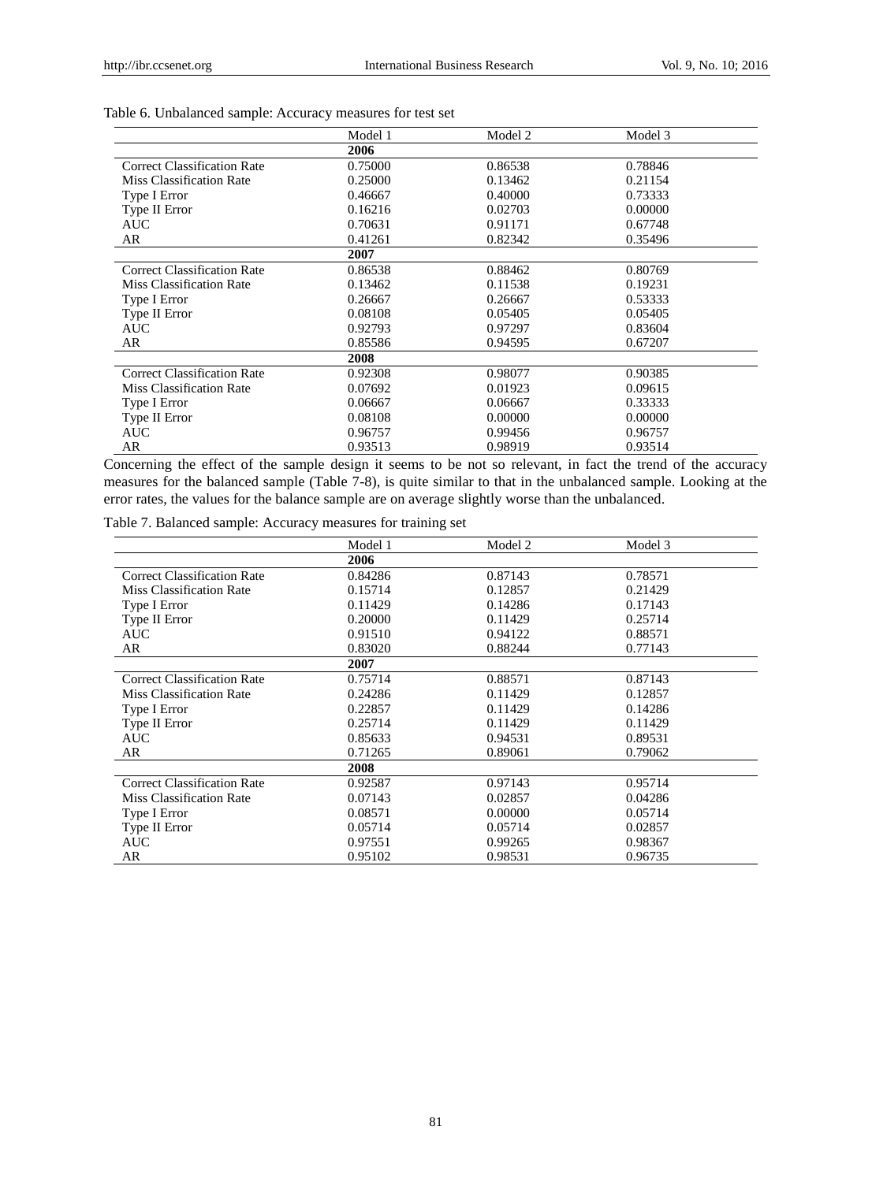Table 6. Unbalanced sample: Accuracy measures for test set

| | Model 1 | Model 2 | Model 3 |
|---|---|---|---|
| | **2006** | | |
| Correct Classification Rate | 0.75000 | 0.86538 | 0.78846 |
| Miss Classification Rate | 0.25000 | 0.13462 | 0.21154 |
| Type I Error | 0.46667 | 0.40000 | 0.73333 |
| Type II Error | 0.16216 | 0.02703 | 0.00000 |
| AUC | 0.70631 | 0.91171 | 0.67748 |
| AR | 0.41261 | 0.82342 | 0.35496 |
| | **2007** | | |
| Correct Classification Rate | 0.86538 | 0.88462 | 0.80769 |
| Miss Classification Rate | 0.13462 | 0.11538 | 0.19231 |
| Type I Error | 0.26667 | 0.26667 | 0.53333 |
| Type II Error | 0.08108 | 0.05405 | 0.05405 |
| AUC | 0.92793 | 0.97297 | 0.83604 |
| AR | 0.85586 | 0.94595 | 0.67207 |
| | **2008** | | |
| Correct Classification Rate | 0.92308 | 0.98077 | 0.90385 |
| Miss Classification Rate | 0.07692 | 0.01923 | 0.09615 |
| Type I Error | 0.06667 | 0.06667 | 0.33333 |
| Type II Error | 0.08108 | 0.00000 | 0.00000 |
| AUC | 0.96757 | 0.99456 | 0.96757 |
| AR | 0.93513 | 0.98919 | 0.93514 |

Concerning the effect of the sample design it seems to be not so relevant, in fact the trend of the accuracy measures for the balanced sample (Table 7-8), is quite similar to that in the unbalanced sample. Looking at the error rates, the values for the balance sample are on average slightly worse than the unbalanced.

Table 7. Balanced sample: Accuracy measures for training set

| | Model 1 | Model 2 | Model 3 |
|---|---|---|---|
| | **2006** | | |
| Correct Classification Rate | 0.84286 | 0.87143 | 0.78571 |
| Miss Classification Rate | 0.15714 | 0.12857 | 0.21429 |
| Type I Error | 0.11429 | 0.14286 | 0.17143 |
| Type II Error | 0.20000 | 0.11429 | 0.25714 |
| AUC | 0.91510 | 0.94122 | 0.88571 |
| AR | 0.83020 | 0.88244 | 0.77143 |
| | **2007** | | |
| Correct Classification Rate | 0.75714 | 0.88571 | 0.87143 |
| Miss Classification Rate | 0.24286 | 0.11429 | 0.12857 |
| Type I Error | 0.22857 | 0.11429 | 0.14286 |
| Type II Error | 0.25714 | 0.11429 | 0.11429 |
| AUC | 0.85633 | 0.94531 | 0.89531 |
| AR | 0.71265 | 0.89061 | 0.79062 |
| | **2008** | | |
| Correct Classification Rate | 0.92587 | 0.97143 | 0.95714 |
| Miss Classification Rate | 0.07143 | 0.02857 | 0.04286 |
| Type I Error | 0.08571 | 0.00000 | 0.05714 |
| Type II Error | 0.05714 | 0.05714 | 0.02857 |
| AUC | 0.97551 | 0.99265 | 0.98367 |
| AR | 0.95102 | 0.98531 | 0.96735 |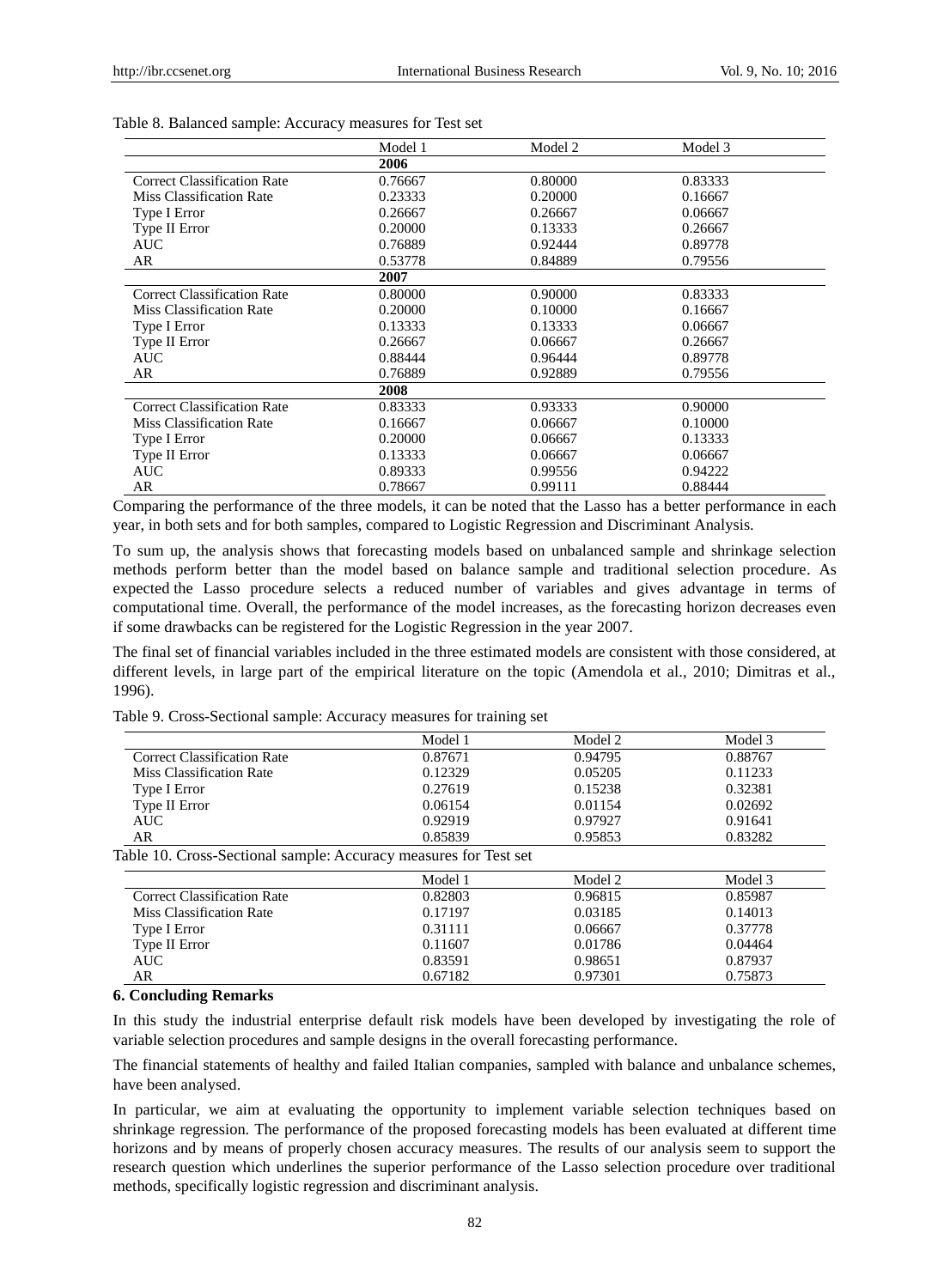Table 8. Balanced sample: Accuracy measures for Test set

| | Model 1 | Model 2 | Model 3 |
|---|---|---|---|
| | **2006** | | |
| Correct Classification Rate | 0.76667 | 0.80000 | 0.83333 |
| Miss Classification Rate | 0.23333 | 0.20000 | 0.16667 |
| Type I Error | 0.26667 | 0.26667 | 0.06667 |
| Type II Error | 0.20000 | 0.13333 | 0.26667 |
| AUC | 0.76889 | 0.92444 | 0.89778 |
| AR | 0.53778 | 0.84889 | 0.79556 |
| | **2007** | | |
| Correct Classification Rate | 0.80000 | 0.90000 | 0.83333 |
| Miss Classification Rate | 0.20000 | 0.10000 | 0.16667 |
| Type I Error | 0.13333 | 0.13333 | 0.06667 |
| Type II Error | 0.26667 | 0.06667 | 0.26667 |
| AUC | 0.88444 | 0.96444 | 0.89778 |
| AR | 0.76889 | 0.92889 | 0.79556 |
| | **2008** | | |
| Correct Classification Rate | 0.83333 | 0.93333 | 0.90000 |
| Miss Classification Rate | 0.16667 | 0.06667 | 0.10000 |
| Type I Error | 0.20000 | 0.06667 | 0.13333 |
| Type II Error | 0.13333 | 0.06667 | 0.06667 |
| AUC | 0.89333 | 0.99556 | 0.94222 |
| AR | 0.78667 | 0.99111 | 0.88444 |

Comparing the performance of the three models, it can be noted that the Lasso has a better performance in each year, in both sets and for both samples, compared to Logistic Regression and Discriminant Analysis.

To sum up, the analysis shows that forecasting models based on unbalanced sample and shrinkage selection methods perform better than the model based on balance sample and traditional selection procedure. As expected the Lasso procedure selects a reduced number of variables and gives advantage in terms of computational time. Overall, the performance of the model increases, as the forecasting horizon decreases even if some drawbacks can be registered for the Logistic Regression in the year 2007.

The final set of financial variables included in the three estimated models are consistent with those considered, at different levels, in large part of the empirical literature on the topic (Amendola et al., 2010; Dimitras et al., 1996).

Table 9. Cross-Sectional sample: Accuracy measures for training set

| | Model 1 | Model 2 | Model 3 |
|---|---|---|---|
| Correct Classification Rate | 0.87671 | 0.94795 | 0.88767 |
| Miss Classification Rate | 0.12329 | 0.05205 | 0.11233 |
| Type I Error | 0.27619 | 0.15238 | 0.32381 |
| Type II Error | 0.06154 | 0.01154 | 0.02692 |
| AUC | 0.92919 | 0.97927 | 0.91641 |
| AR | 0.85839 | 0.95853 | 0.83282 |

Table 10. Cross-Sectional sample: Accuracy measures for Test set

| | Model 1 | Model 2 | Model 3 |
|---|---|---|---|
| Correct Classification Rate | 0.82803 | 0.96815 | 0.85987 |
| Miss Classification Rate | 0.17197 | 0.03185 | 0.14013 |
| Type I Error | 0.31111 | 0.06667 | 0.37778 |
| Type II Error | 0.11607 | 0.01786 | 0.04464 |
| AUC | 0.83591 | 0.98651 | 0.87937 |
| AR | 0.67182 | 0.97301 | 0.75873 |

## 6. Concluding Remarks

In this study the industrial enterprise default risk models have been developed by investigating the role of variable selection procedures and sample designs in the overall forecasting performance.

The financial statements of healthy and failed Italian companies, sampled with balance and unbalance schemes, have been analysed.

In particular, we aim at evaluating the opportunity to implement variable selection techniques based on shrinkage regression. The performance of the proposed forecasting models has been evaluated at different time horizons and by means of properly chosen accuracy measures. The results of our analysis seem to support the research question which underlines the superior performance of the Lasso selection procedure over traditional methods, specifically logistic regression and discriminant analysis.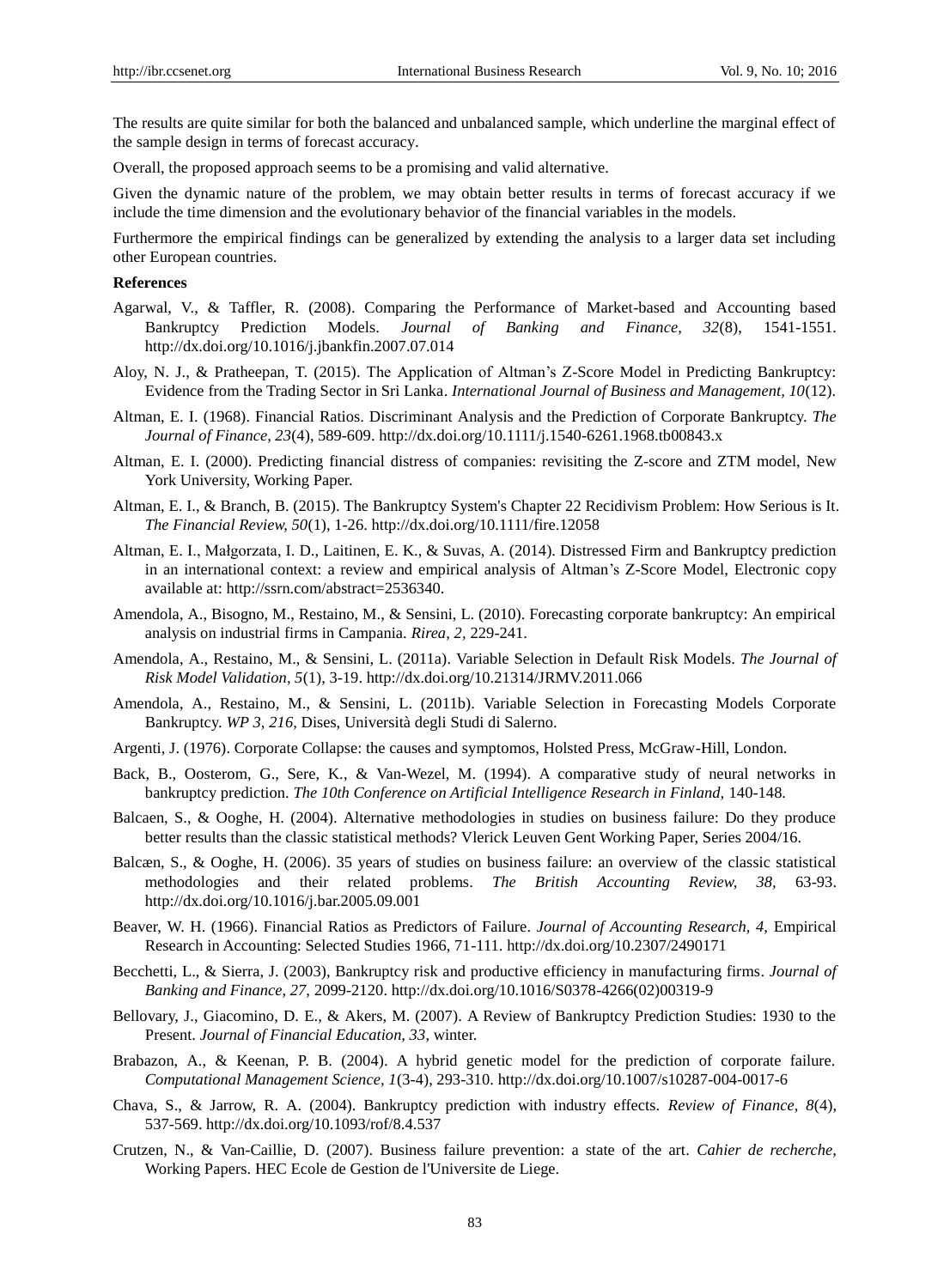The results are quite similar for both the balanced and unbalanced sample, which underline the marginal effect of the sample design in terms of forecast accuracy.

Overall, the proposed approach seems to be a promising and valid alternative.

Given the dynamic nature of the problem, we may obtain better results in terms of forecast accuracy if we include the time dimension and the evolutionary behavior of the financial variables in the models.

Furthermore the empirical findings can be generalized by extending the analysis to a larger data set including other European countries.

**References**

Agarwal, V., & Taffler, R. (2008). Comparing the Performance of Market-based and Accounting based Bankruptcy Prediction Models. *Journal of Banking and Finance, 32*(8), 1541-1551. http://dx.doi.org/10.1016/j.jbankfin.2007.07.014

Aloy, N. J., & Pratheepan, T. (2015). The Application of Altman's Z-Score Model in Predicting Bankruptcy: Evidence from the Trading Sector in Sri Lanka. *International Journal of Business and Management, 10*(12).

Altman, E. I. (1968). Financial Ratios. Discriminant Analysis and the Prediction of Corporate Bankruptcy. *The Journal of Finance, 23*(4), 589-609. http://dx.doi.org/10.1111/j.1540-6261.1968.tb00843.x

Altman, E. I. (2000). Predicting financial distress of companies: revisiting the Z-score and ZTM model, New York University, Working Paper.

Altman, E. I., & Branch, B. (2015). The Bankruptcy System's Chapter 22 Recidivism Problem: How Serious is It. *The Financial Review, 50*(1), 1-26. http://dx.doi.org/10.1111/fire.12058

Altman, E. I., Małgorzata, I. D., Laitinen, E. K., & Suvas, A. (2014). Distressed Firm and Bankruptcy prediction in an international context: a review and empirical analysis of Altman's Z-Score Model, Electronic copy available at: http://ssrn.com/abstract=2536340.

Amendola, A., Bisogno, M., Restaino, M., & Sensini, L. (2010). Forecasting corporate bankruptcy: An empirical analysis on industrial firms in Campania. *Rirea, 2*, 229-241.

Amendola, A., Restaino, M., & Sensini, L. (2011a). Variable Selection in Default Risk Models. *The Journal of Risk Model Validation, 5*(1), 3-19. http://dx.doi.org/10.21314/JRMV.2011.066

Amendola, A., Restaino, M., & Sensini, L. (2011b). Variable Selection in Forecasting Models Corporate Bankruptcy. *WP 3, 216*, Dises, Università degli Studi di Salerno.

Argenti, J. (1976). Corporate Collapse: the causes and symptomos, Holsted Press, McGraw-Hill, London.

Back, B., Oosterom, G., Sere, K., & Van-Wezel, M. (1994). A comparative study of neural networks in bankruptcy prediction. *The 10th Conference on Artificial Intelligence Research in Finland*, 140-148.

Balcaen, S., & Ooghe, H. (2004). Alternative methodologies in studies on business failure: Do they produce better results than the classic statistical methods? Vlerick Leuven Gent Working Paper, Series 2004/16.

Balcæn, S., & Ooghe, H. (2006). 35 years of studies on business failure: an overview of the classic statistical methodologies and their related problems. *The British Accounting Review, 38*, 63-93. http://dx.doi.org/10.1016/j.bar.2005.09.001

Beaver, W. H. (1966). Financial Ratios as Predictors of Failure. *Journal of Accounting Research, 4*, Empirical Research in Accounting: Selected Studies 1966, 71-111. http://dx.doi.org/10.2307/2490171

Becchetti, L., & Sierra, J. (2003), Bankruptcy risk and productive efficiency in manufacturing firms. *Journal of Banking and Finance, 27*, 2099-2120. http://dx.doi.org/10.1016/S0378-4266(02)00319-9

Bellovary, J., Giacomino, D. E., & Akers, M. (2007). A Review of Bankruptcy Prediction Studies: 1930 to the Present. *Journal of Financial Education, 33*, winter.

Brabazon, A., & Keenan, P. B. (2004). A hybrid genetic model for the prediction of corporate failure. *Computational Management Science, 1*(3-4), 293-310. http://dx.doi.org/10.1007/s10287-004-0017-6

Chava, S., & Jarrow, R. A. (2004). Bankruptcy prediction with industry effects. *Review of Finance, 8*(4), 537-569. http://dx.doi.org/10.1093/rof/8.4.537

Crutzen, N., & Van-Caillie, D. (2007). Business failure prevention: a state of the art. *Cahier de recherche,* Working Papers. HEC Ecole de Gestion de l'Universite de Liege.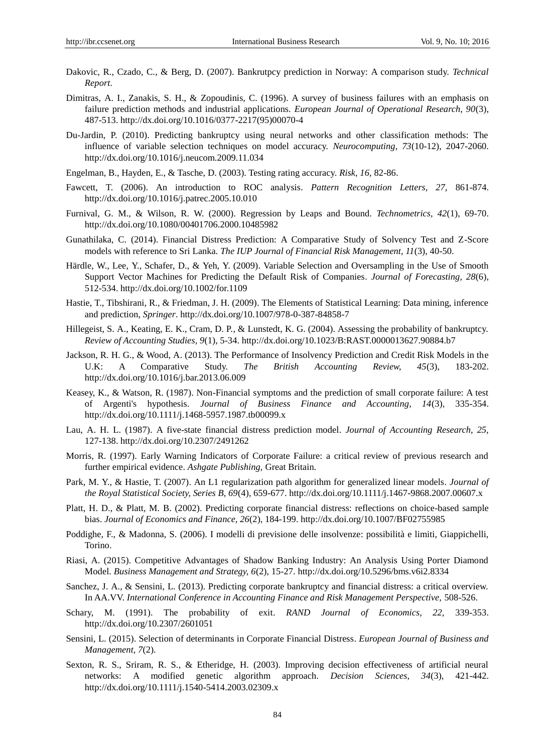Dakovic, R., Czado, C., & Berg, D. (2007). Bankrutpcy prediction in Norway: A comparison study. *Technical Report*.

Dimitras, A. I., Zanakis, S. H., & Zopoudinis, C. (1996). A survey of business failures with an emphasis on failure prediction methods and industrial applications. *European Journal of Operational Research*, *90*(3), 487-513. http://dx.doi.org/10.1016/0377-2217(95)00070-4

Du-Jardin, P. (2010). Predicting bankruptcy using neural networks and other classification methods: The influence of variable selection techniques on model accuracy. *Neurocomputing*, *73*(10-12), 2047-2060. http://dx.doi.org/10.1016/j.neucom.2009.11.034

Engelman, B., Hayden, E., & Tasche, D. (2003). Testing rating accuracy. *Risk*, *16*, 82-86.

Fawcett, T. (2006). An introduction to ROC analysis. *Pattern Recognition Letters*, *27*, 861-874. http://dx.doi.org/10.1016/j.patrec.2005.10.010

Furnival, G. M., & Wilson, R. W. (2000). Regression by Leaps and Bound. *Technometrics*, *42*(1), 69-70. http://dx.doi.org/10.1080/00401706.2000.10485982

Gunathilaka, C. (2014). Financial Distress Prediction: A Comparative Study of Solvency Test and Z-Score models with reference to Sri Lanka. *The IUP Journal of Financial Risk Management*, *11*(3), 40-50.

Härdle, W., Lee, Y., Schafer, D., & Yeh, Y. (2009). Variable Selection and Oversampling in the Use of Smooth Support Vector Machines for Predicting the Default Risk of Companies. *Journal of Forecasting, 28*(6), 512-534. http://dx.doi.org/10.1002/for.1109

Hastie, T., Tibshirani, R., & Friedman, J. H. (2009). The Elements of Statistical Learning: Data mining, inference and prediction, *Springer*. http://dx.doi.org/10.1007/978-0-387-84858-7

Hillegeist, S. A., Keating, E. K., Cram, D. P., & Lunstedt, K. G. (2004). Assessing the probability of bankruptcy. *Review of Accounting Studies*, *9*(1), 5-34. http://dx.doi.org/10.1023/B:RAST.0000013627.90884.b7

Jackson, R. H. G., & Wood, A. (2013). The Performance of Insolvency Prediction and Credit Risk Models in the U.K: A Comparative Study. *The British Accounting Review, 45*(3), 183-202. http://dx.doi.org/10.1016/j.bar.2013.06.009

Keasey, K., & Watson, R. (1987). Non-Financial symptoms and the prediction of small corporate failure: A test of Argenti's hypothesis. *Journal of Business Finance and Accounting*, *14*(3), 335-354. http://dx.doi.org/10.1111/j.1468-5957.1987.tb00099.x

Lau, A. H. L. (1987). A five-state financial distress prediction model. *Journal of Accounting Research, 25*, 127-138. http://dx.doi.org/10.2307/2491262

Morris, R. (1997). Early Warning Indicators of Corporate Failure: a critical review of previous research and further empirical evidence. *Ashgate Publishing,* Great Britain.

Park, M. Y., & Hastie, T. (2007). An L1 regularization path algorithm for generalized linear models. *Journal of the Royal Statistical Society, Series B, 69*(4), 659-677. http://dx.doi.org/10.1111/j.1467-9868.2007.00607.x

Platt, H. D., & Platt, M. B. (2002). Predicting corporate financial distress: reflections on choice-based sample bias. *Journal of Economics and Finance, 26*(2), 184-199. http://dx.doi.org/10.1007/BF02755985

Poddighe, F., & Madonna, S. (2006). I modelli di previsione delle insolvenze: possibilità e limiti, Giappichelli, Torino.

Riasi, A. (2015). Competitive Advantages of Shadow Banking Industry: An Analysis Using Porter Diamond Model. *Business Management and Strategy, 6*(2), 15-27. http://dx.doi.org/10.5296/bms.v6i2.8334

Sanchez, J. A., & Sensini, L. (2013). Predicting corporate bankruptcy and financial distress: a critical overview. In AA.VV. *International Conference in Accounting Finance and Risk Management Perspective,* 508-526.

Schary, M. (1991). The probability of exit. *RAND Journal of Economics, 22*, 339-353. http://dx.doi.org/10.2307/2601051

Sensini, L. (2015). Selection of determinants in Corporate Financial Distress. *European Journal of Business and Management, 7*(2).

Sexton, R. S., Sriram, R. S., & Etheridge, H. (2003). Improving decision effectiveness of artificial neural networks: A modified genetic algorithm approach. *Decision Sciences, 34*(3), 421-442. http://dx.doi.org/10.1111/j.1540-5414.2003.02309.x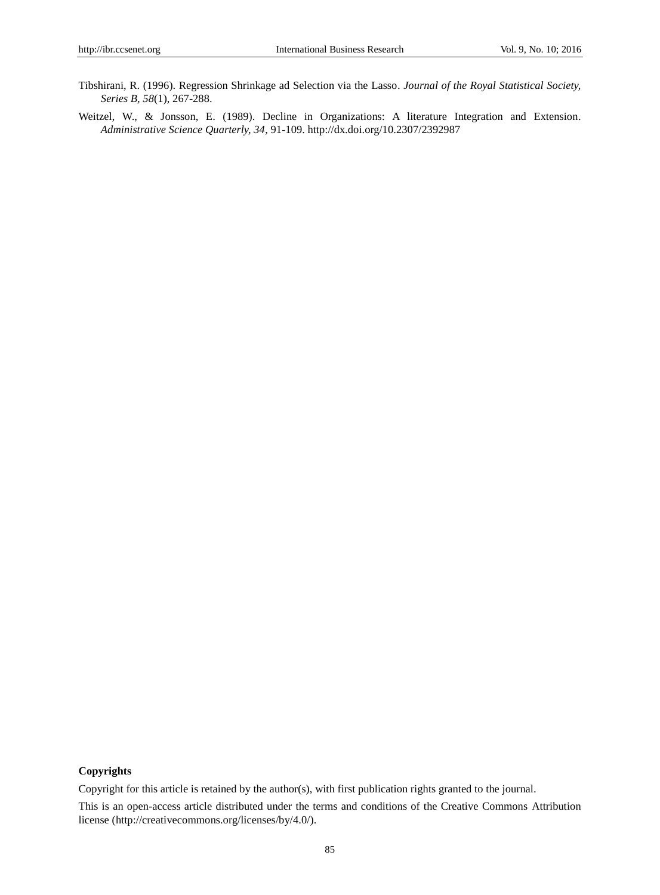Tibshirani, R. (1996). Regression Shrinkage ad Selection via the Lasso. *Journal of the Royal Statistical Society, Series B, 58*(1), 267-288.

Weitzel, W., & Jonsson, E. (1989). Decline in Organizations: A literature Integration and Extension. *Administrative Science Quarterly, 34*, 91-109. http://dx.doi.org/10.2307/2392987

**Copyrights**

Copyright for this article is retained by the author(s), with first publication rights granted to the journal.

This is an open-access article distributed under the terms and conditions of the Creative Commons Attribution license (http://creativecommons.org/licenses/by/4.0/).